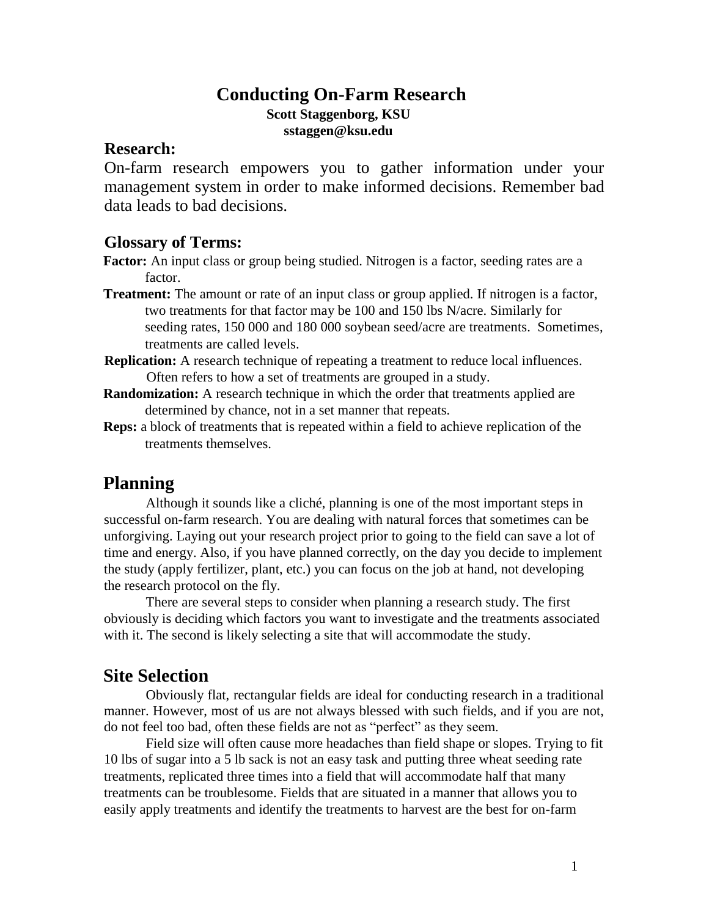# Conducting On-Farm Research

**Scott Staggenborg, KSU**
**sstaggen@ksu.edu**

## Research:

On-farm research empowers you to gather information under your management system in order to make informed decisions. Remember bad data leads to bad decisions.

## Glossary of Terms:

**Factor:** An input class or group being studied. Nitrogen is a factor, seeding rates are a factor.

**Treatment:** The amount or rate of an input class or group applied. If nitrogen is a factor, two treatments for that factor may be 100 and 150 lbs N/acre. Similarly for seeding rates, 150 000 and 180 000 soybean seed/acre are treatments. Sometimes, treatments are called levels.

**Replication:** A research technique of repeating a treatment to reduce local influences. Often refers to how a set of treatments are grouped in a study.

**Randomization:** A research technique in which the order that treatments applied are determined by chance, not in a set manner that repeats.

**Reps:** a block of treatments that is repeated within a field to achieve replication of the treatments themselves.

## Planning

Although it sounds like a cliché, planning is one of the most important steps in successful on-farm research. You are dealing with natural forces that sometimes can be unforgiving. Laying out your research project prior to going to the field can save a lot of time and energy. Also, if you have planned correctly, on the day you decide to implement the study (apply fertilizer, plant, etc.) you can focus on the job at hand, not developing the research protocol on the fly.

There are several steps to consider when planning a research study. The first obviously is deciding which factors you want to investigate and the treatments associated with it. The second is likely selecting a site that will accommodate the study.

## Site Selection

Obviously flat, rectangular fields are ideal for conducting research in a traditional manner. However, most of us are not always blessed with such fields, and if you are not, do not feel too bad, often these fields are not as "perfect" as they seem.

Field size will often cause more headaches than field shape or slopes. Trying to fit 10 lbs of sugar into a 5 lb sack is not an easy task and putting three wheat seeding rate treatments, replicated three times into a field that will accommodate half that many treatments can be troublesome. Fields that are situated in a manner that allows you to easily apply treatments and identify the treatments to harvest are the best for on-farm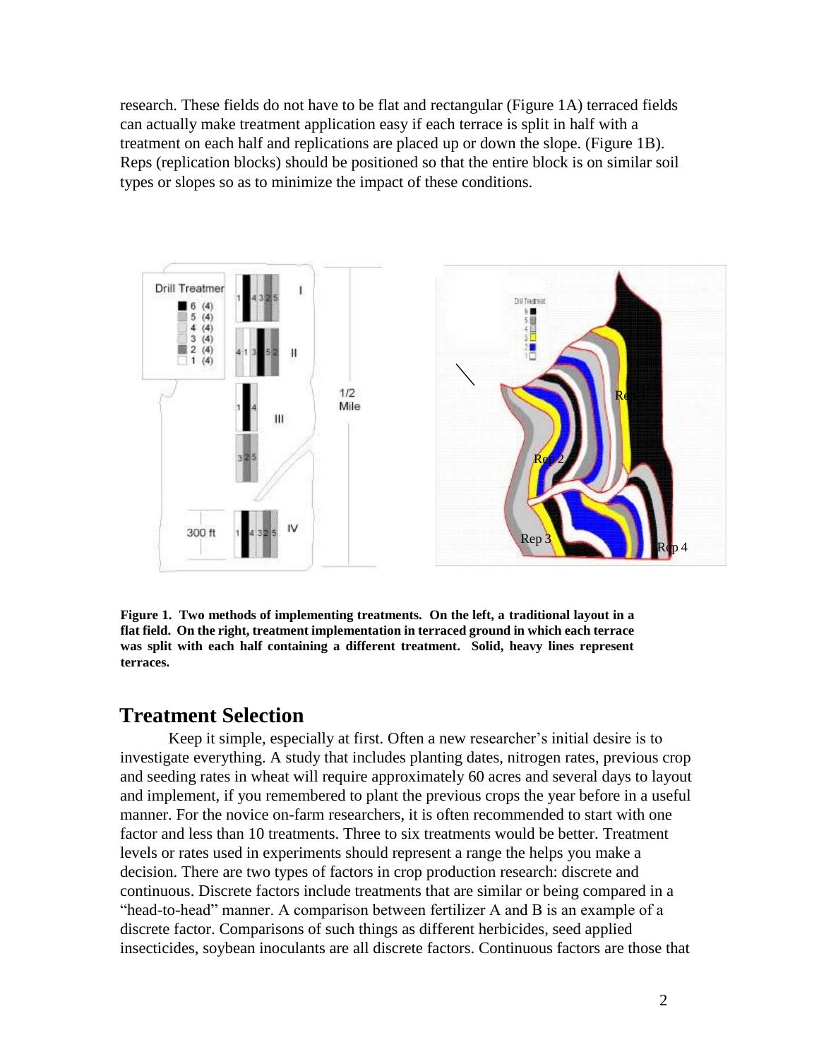research. These fields do not have to be flat and rectangular (Figure 1A) terraced fields can actually make treatment application easy if each terrace is split in half with a treatment on each half and replications are placed up or down the slope. (Figure 1B). Reps (replication blocks) should be positioned so that the entire block is on similar soil types or slopes so as to minimize the impact of these conditions.

**Figure 1. Two methods of implementing treatments. On the left, a traditional layout in a flat field. On the right, treatment implementation in terraced ground in which each terrace was split with each half containing a different treatment. Solid, heavy lines represent terraces.**

## Treatment Selection

Keep it simple, especially at first. Often a new researcher's initial desire is to investigate everything. A study that includes planting dates, nitrogen rates, previous crop and seeding rates in wheat will require approximately 60 acres and several days to layout and implement, if you remembered to plant the previous crops the year before in a useful manner. For the novice on-farm researchers, it is often recommended to start with one factor and less than 10 treatments. Three to six treatments would be better. Treatment levels or rates used in experiments should represent a range the helps you make a decision. There are two types of factors in crop production research: discrete and continuous. Discrete factors include treatments that are similar or being compared in a "head-to-head" manner. A comparison between fertilizer A and B is an example of a discrete factor. Comparisons of such things as different herbicides, seed applied insecticides, soybean inoculants are all discrete factors. Continuous factors are those that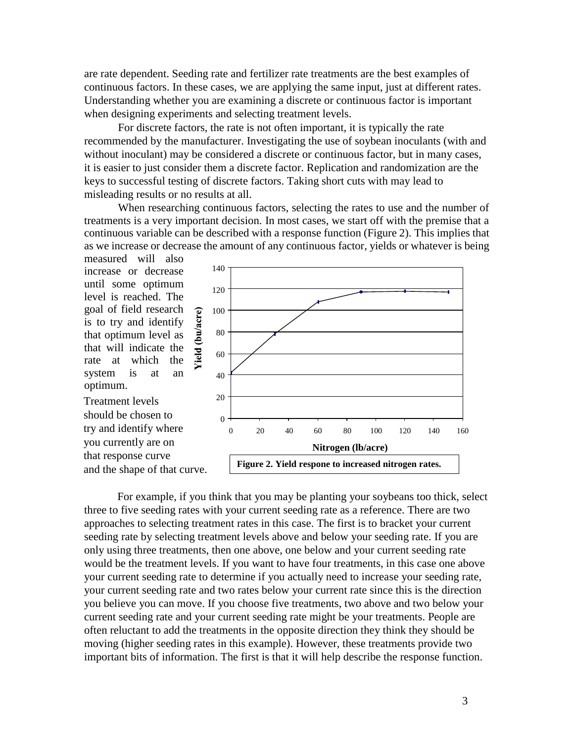are rate dependent. Seeding rate and fertilizer rate treatments are the best examples of continuous factors. In these cases, we are applying the same input, just at different rates. Understanding whether you are examining a discrete or continuous factor is important when designing experiments and selecting treatment levels.

For discrete factors, the rate is not often important, it is typically the rate recommended by the manufacturer. Investigating the use of soybean inoculants (with and without inoculant) may be considered a discrete or continuous factor, but in many cases, it is easier to just consider them a discrete factor. Replication and randomization are the keys to successful testing of discrete factors. Taking short cuts with may lead to misleading results or no results at all.

When researching continuous factors, selecting the rates to use and the number of treatments is a very important decision. In most cases, we start off with the premise that a continuous variable can be described with a response function (Figure 2). This implies that as we increase or decrease the amount of any continuous factor, yields or whatever is being measured will also increase or decrease until some optimum level is reached. The goal of field research is to try and identify that optimum level as that will indicate the rate at which the system is at an optimum.

Treatment levels should be chosen to try and identify where you currently are on that response curve and the shape of that curve.

**Figure 2. Yield respone to increased nitrogen rates.**

For example, if you think that you may be planting your soybeans too thick, select three to five seeding rates with your current seeding rate as a reference. There are two approaches to selecting treatment rates in this case. The first is to bracket your current seeding rate by selecting treatment levels above and below your seeding rate. If you are only using three treatments, then one above, one below and your current seeding rate would be the treatment levels. If you want to have four treatments, in this case one above your current seeding rate to determine if you actually need to increase your seeding rate, your current seeding rate and two rates below your current rate since this is the direction you believe you can move. If you choose five treatments, two above and two below your current seeding rate and your current seeding rate might be your treatments. People are often reluctant to add the treatments in the opposite direction they think they should be moving (higher seeding rates in this example). However, these treatments provide two important bits of information. The first is that it will help describe the response function.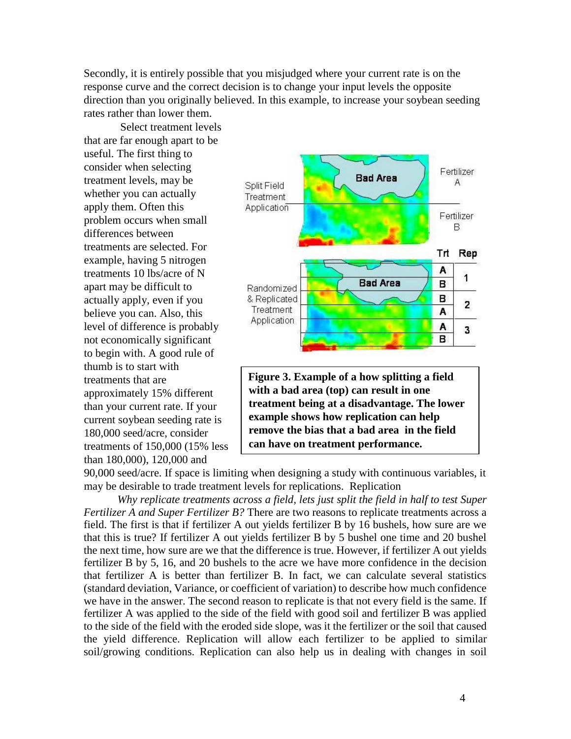Secondly, it is entirely possible that you misjudged where your current rate is on the response curve and the correct decision is to change your input levels the opposite direction than you originally believed. In this example, to increase your soybean seeding rates rather than lower them.

Select treatment levels that are far enough apart to be useful. The first thing to consider when selecting treatment levels, may be whether you can actually apply them. Often this problem occurs when small differences between treatments are selected. For example, having 5 nitrogen treatments 10 lbs/acre of N apart may be difficult to actually apply, even if you believe you can. Also, this level of difference is probably not economically significant to begin with. A good rule of thumb is to start with treatments that are approximately 15% different than your current rate. If your current soybean seeding rate is 180,000 seed/acre, consider treatments of 150,000 (15% less than 180,000), 120,000 and 90,000 seed/acre. If space is limiting when designing a study with continuous variables, it may be desirable to trade treatment levels for replications. Replication

**Figure 3. Example of a how splitting a field with a bad area (top) can result in one treatment being at a disadvantage. The lower example shows how replication can help remove the bias that a bad area in the field can have on treatment performance.**

*Why replicate treatments across a field, lets just split the field in half to test Super Fertilizer A and Super Fertilizer B?* There are two reasons to replicate treatments across a field. The first is that if fertilizer A out yields fertilizer B by 16 bushels, how sure are we that this is true? If fertilizer A out yields fertilizer B by 5 bushel one time and 20 bushel the next time, how sure are we that the difference is true. However, if fertilizer A out yields fertilizer B by 5, 16, and 20 bushels to the acre we have more confidence in the decision that fertilizer A is better than fertilizer B. In fact, we can calculate several statistics (standard deviation, Variance, or coefficient of variation) to describe how much confidence we have in the answer. The second reason to replicate is that not every field is the same. If fertilizer A was applied to the side of the field with good soil and fertilizer B was applied to the side of the field with the eroded side slope, was it the fertilizer or the soil that caused the yield difference. Replication will allow each fertilizer to be applied to similar soil/growing conditions. Replication can also help us in dealing with changes in soil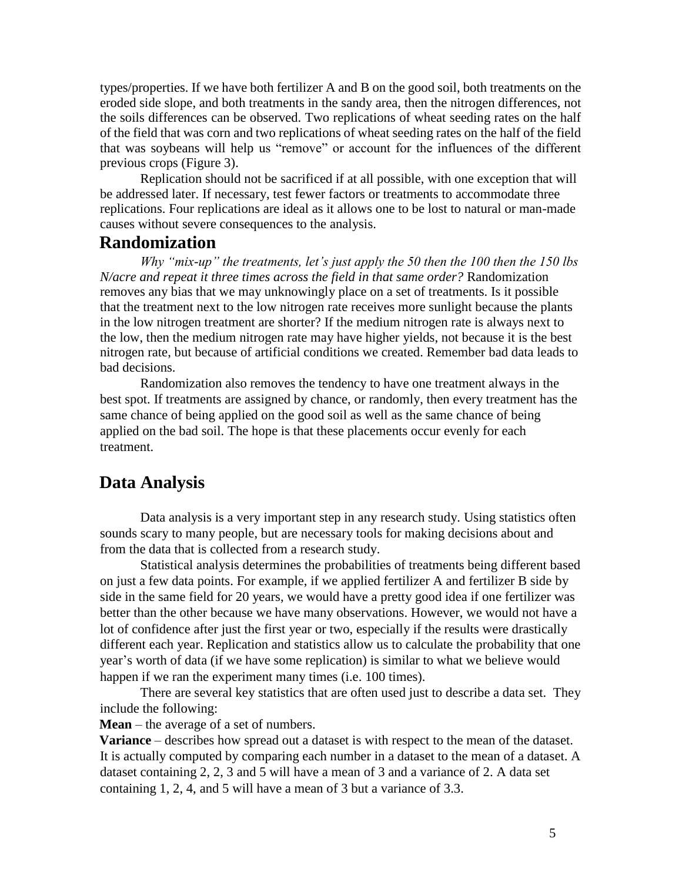types/properties. If we have both fertilizer A and B on the good soil, both treatments on the eroded side slope, and both treatments in the sandy area, then the nitrogen differences, not the soils differences can be observed. Two replications of wheat seeding rates on the half of the field that was corn and two replications of wheat seeding rates on the half of the field that was soybeans will help us "remove" or account for the influences of the different previous crops (Figure 3).

Replication should not be sacrificed if at all possible, with one exception that will be addressed later. If necessary, test fewer factors or treatments to accommodate three replications. Four replications are ideal as it allows one to be lost to natural or man-made causes without severe consequences to the analysis.

## Randomization

*Why "mix-up" the treatments, let's just apply the 50 then the 100 then the 150 lbs N/acre and repeat it three times across the field in that same order?* Randomization removes any bias that we may unknowingly place on a set of treatments. Is it possible that the treatment next to the low nitrogen rate receives more sunlight because the plants in the low nitrogen treatment are shorter? If the medium nitrogen rate is always next to the low, then the medium nitrogen rate may have higher yields, not because it is the best nitrogen rate, but because of artificial conditions we created. Remember bad data leads to bad decisions.

Randomization also removes the tendency to have one treatment always in the best spot. If treatments are assigned by chance, or randomly, then every treatment has the same chance of being applied on the good soil as well as the same chance of being applied on the bad soil. The hope is that these placements occur evenly for each treatment.

## Data Analysis

Data analysis is a very important step in any research study. Using statistics often sounds scary to many people, but are necessary tools for making decisions about and from the data that is collected from a research study.

Statistical analysis determines the probabilities of treatments being different based on just a few data points. For example, if we applied fertilizer A and fertilizer B side by side in the same field for 20 years, we would have a pretty good idea if one fertilizer was better than the other because we have many observations. However, we would not have a lot of confidence after just the first year or two, especially if the results were drastically different each year. Replication and statistics allow us to calculate the probability that one year's worth of data (if we have some replication) is similar to what we believe would happen if we ran the experiment many times (i.e. 100 times).

There are several key statistics that are often used just to describe a data set. They include the following:

**Mean** – the average of a set of numbers.

**Variance** – describes how spread out a dataset is with respect to the mean of the dataset. It is actually computed by comparing each number in a dataset to the mean of a dataset. A dataset containing 2, 2, 3 and 5 will have a mean of 3 and a variance of 2. A data set containing 1, 2, 4, and 5 will have a mean of 3 but a variance of 3.3.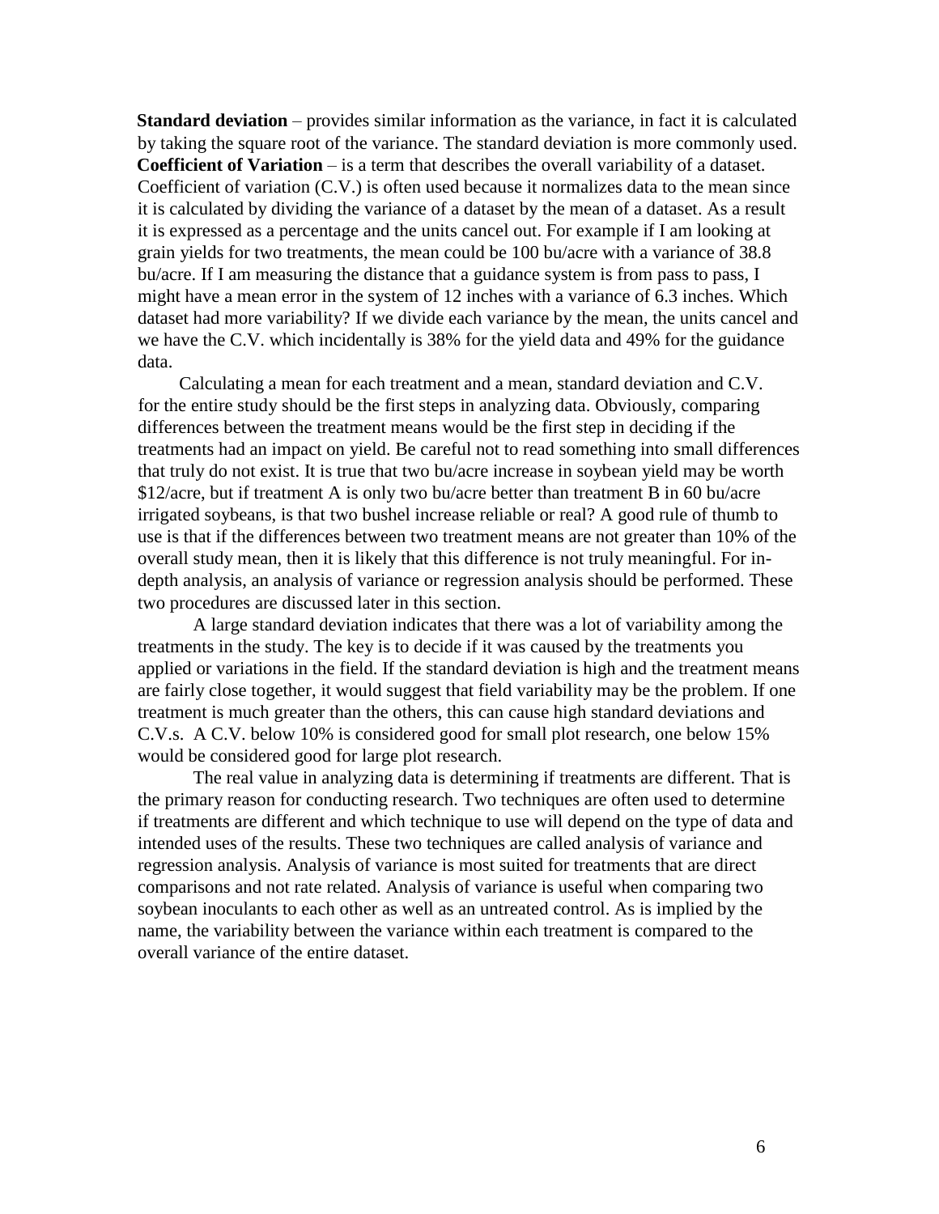**Standard deviation** – provides similar information as the variance, in fact it is calculated by taking the square root of the variance. The standard deviation is more commonly used.

**Coefficient of Variation** – is a term that describes the overall variability of a dataset. Coefficient of variation (C.V.) is often used because it normalizes data to the mean since it is calculated by dividing the variance of a dataset by the mean of a dataset. As a result it is expressed as a percentage and the units cancel out. For example if I am looking at grain yields for two treatments, the mean could be 100 bu/acre with a variance of 38.8 bu/acre. If I am measuring the distance that a guidance system is from pass to pass, I might have a mean error in the system of 12 inches with a variance of 6.3 inches. Which dataset had more variability? If we divide each variance by the mean, the units cancel and we have the C.V. which incidentally is 38% for the yield data and 49% for the guidance data.

Calculating a mean for each treatment and a mean, standard deviation and C.V. for the entire study should be the first steps in analyzing data. Obviously, comparing differences between the treatment means would be the first step in deciding if the treatments had an impact on yield. Be careful not to read something into small differences that truly do not exist. It is true that two bu/acre increase in soybean yield may be worth $12/acre, but if treatment A is only two bu/acre better than treatment B in 60 bu/acre irrigated soybeans, is that two bushel increase reliable or real? A good rule of thumb to use is that if the differences between two treatment means are not greater than 10% of the overall study mean, then it is likely that this difference is not truly meaningful. For in-depth analysis, an analysis of variance or regression analysis should be performed. These two procedures are discussed later in this section.

A large standard deviation indicates that there was a lot of variability among the treatments in the study. The key is to decide if it was caused by the treatments you applied or variations in the field. If the standard deviation is high and the treatment means are fairly close together, it would suggest that field variability may be the problem. If one treatment is much greater than the others, this can cause high standard deviations and C.V.s. A C.V. below 10% is considered good for small plot research, one below 15% would be considered good for large plot research.

The real value in analyzing data is determining if treatments are different. That is the primary reason for conducting research. Two techniques are often used to determine if treatments are different and which technique to use will depend on the type of data and intended uses of the results. These two techniques are called analysis of variance and regression analysis. Analysis of variance is most suited for treatments that are direct comparisons and not rate related. Analysis of variance is useful when comparing two soybean inoculants to each other as well as an untreated control. As is implied by the name, the variability between the variance within each treatment is compared to the overall variance of the entire dataset.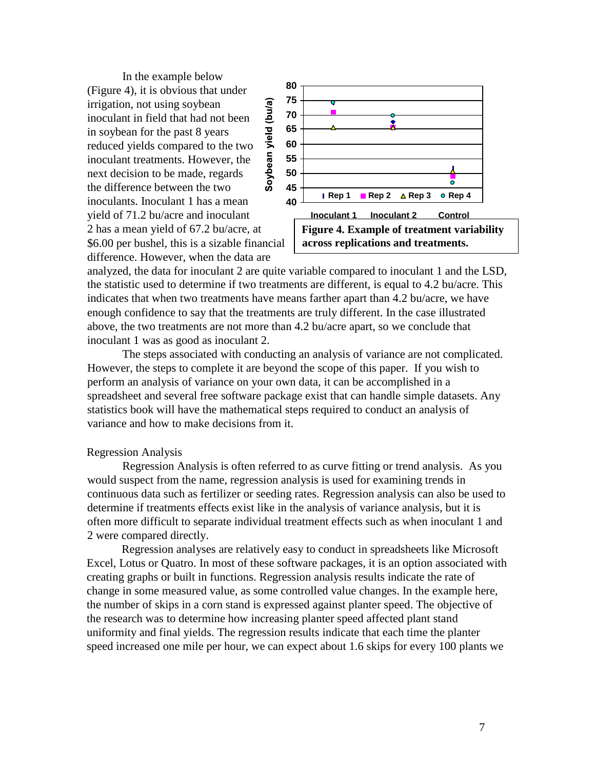In the example below (Figure 4), it is obvious that under irrigation, not using soybean inoculant in field that had not been in soybean for the past 8 years reduced yields compared to the two inoculant treatments. However, the next decision to be made, regards the difference between the two inoculants. Inoculant 1 has a mean yield of 71.2 bu/acre and inoculant 2 has a mean yield of 67.2 bu/acre, at $6.00 per bushel, this is a sizable financial difference. However, when the data are analyzed, the data for inoculant 2 are quite variable compared to inoculant 1 and the LSD, the statistic used to determine if two treatments are different, is equal to 4.2 bu/acre. This indicates that when two treatments have means farther apart than 4.2 bu/acre, we have enough confidence to say that the treatments are truly different. In the case illustrated above, the two treatments are not more than 4.2 bu/acre apart, so we conclude that inoculant 1 was as good as inoculant 2.

**Figure 4. Example of treatment variability across replications and treatments.**

The steps associated with conducting an analysis of variance are not complicated. However, the steps to complete it are beyond the scope of this paper. If you wish to perform an analysis of variance on your own data, it can be accomplished in a spreadsheet and several free software package exist that can handle simple datasets. Any statistics book will have the mathematical steps required to conduct an analysis of variance and how to make decisions from it.

## Regression Analysis

Regression Analysis is often referred to as curve fitting or trend analysis. As you would suspect from the name, regression analysis is used for examining trends in continuous data such as fertilizer or seeding rates. Regression analysis can also be used to determine if treatments effects exist like in the analysis of variance analysis, but it is often more difficult to separate individual treatment effects such as when inoculant 1 and 2 were compared directly.

Regression analyses are relatively easy to conduct in spreadsheets like Microsoft Excel, Lotus or Quatro. In most of these software packages, it is an option associated with creating graphs or built in functions. Regression analysis results indicate the rate of change in some measured value, as some controlled value changes. In the example here, the number of skips in a corn stand is expressed against planter speed. The objective of the research was to determine how increasing planter speed affected plant stand uniformity and final yields. The regression results indicate that each time the planter speed increased one mile per hour, we can expect about 1.6 skips for every 100 plants we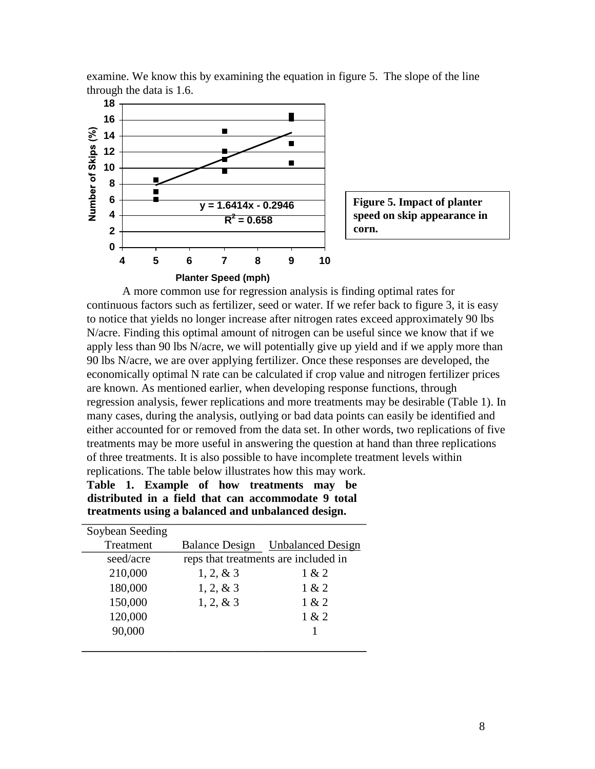examine. We know this by examining the equation in figure 5. The slope of the line through the data is 1.6.

**Figure 5. Impact of planter speed on skip appearance in corn.**

A more common use for regression analysis is finding optimal rates for continuous factors such as fertilizer, seed or water. If we refer back to figure 3, it is easy to notice that yields no longer increase after nitrogen rates exceed approximately 90 lbs N/acre. Finding this optimal amount of nitrogen can be useful since we know that if we apply less than 90 lbs N/acre, we will potentially give up yield and if we apply more than 90 lbs N/acre, we are over applying fertilizer. Once these responses are developed, the economically optimal N rate can be calculated if crop value and nitrogen fertilizer prices are known. As mentioned earlier, when developing response functions, through regression analysis, fewer replications and more treatments may be desirable (Table 1). In many cases, during the analysis, outlying or bad data points can easily be identified and either accounted for or removed from the data set. In other words, two replications of five treatments may be more useful in answering the question at hand than three replications of three treatments. It is also possible to have incomplete treatment levels within replications. The table below illustrates how this may work.

**Table 1. Example of how treatments may be distributed in a field that can accommodate 9 total treatments using a balanced and unbalanced design.**

| Soybean Seeding Treatment | Balance Design | Unbalanced Design |
|---|---|---|
| seed/acre | reps that treatments are included in | |
| 210,000 | 1, 2, & 3 | 1 & 2 |
| 180,000 | 1, 2, & 3 | 1 & 2 |
| 150,000 | 1, 2, & 3 | 1 & 2 |
| 120,000 | | 1 & 2 |
| 90,000 | | 1 |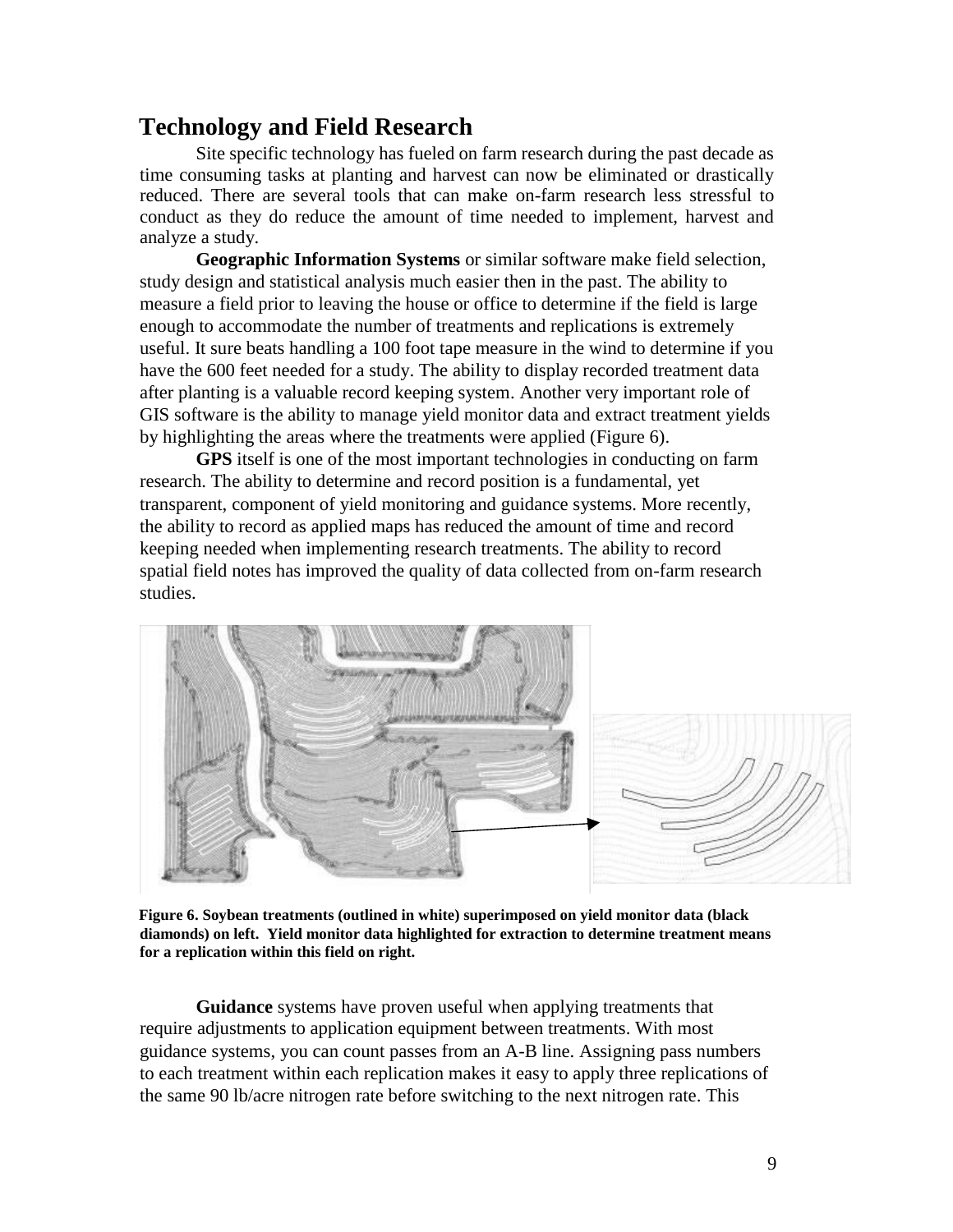## Technology and Field Research

Site specific technology has fueled on farm research during the past decade as time consuming tasks at planting and harvest can now be eliminated or drastically reduced. There are several tools that can make on-farm research less stressful to conduct as they do reduce the amount of time needed to implement, harvest and analyze a study.

**Geographic Information Systems** or similar software make field selection, study design and statistical analysis much easier then in the past. The ability to measure a field prior to leaving the house or office to determine if the field is large enough to accommodate the number of treatments and replications is extremely useful. It sure beats handling a 100 foot tape measure in the wind to determine if you have the 600 feet needed for a study. The ability to display recorded treatment data after planting is a valuable record keeping system. Another very important role of GIS software is the ability to manage yield monitor data and extract treatment yields by highlighting the areas where the treatments were applied (Figure 6).

**GPS** itself is one of the most important technologies in conducting on farm research. The ability to determine and record position is a fundamental, yet transparent, component of yield monitoring and guidance systems. More recently, the ability to record as applied maps has reduced the amount of time and record keeping needed when implementing research treatments. The ability to record spatial field notes has improved the quality of data collected from on-farm research studies.

**Figure 6. Soybean treatments (outlined in white) superimposed on yield monitor data (black diamonds) on left. Yield monitor data highlighted for extraction to determine treatment means for a replication within this field on right.**

**Guidance** systems have proven useful when applying treatments that require adjustments to application equipment between treatments. With most guidance systems, you can count passes from an A-B line. Assigning pass numbers to each treatment within each replication makes it easy to apply three replications of the same 90 lb/acre nitrogen rate before switching to the next nitrogen rate. This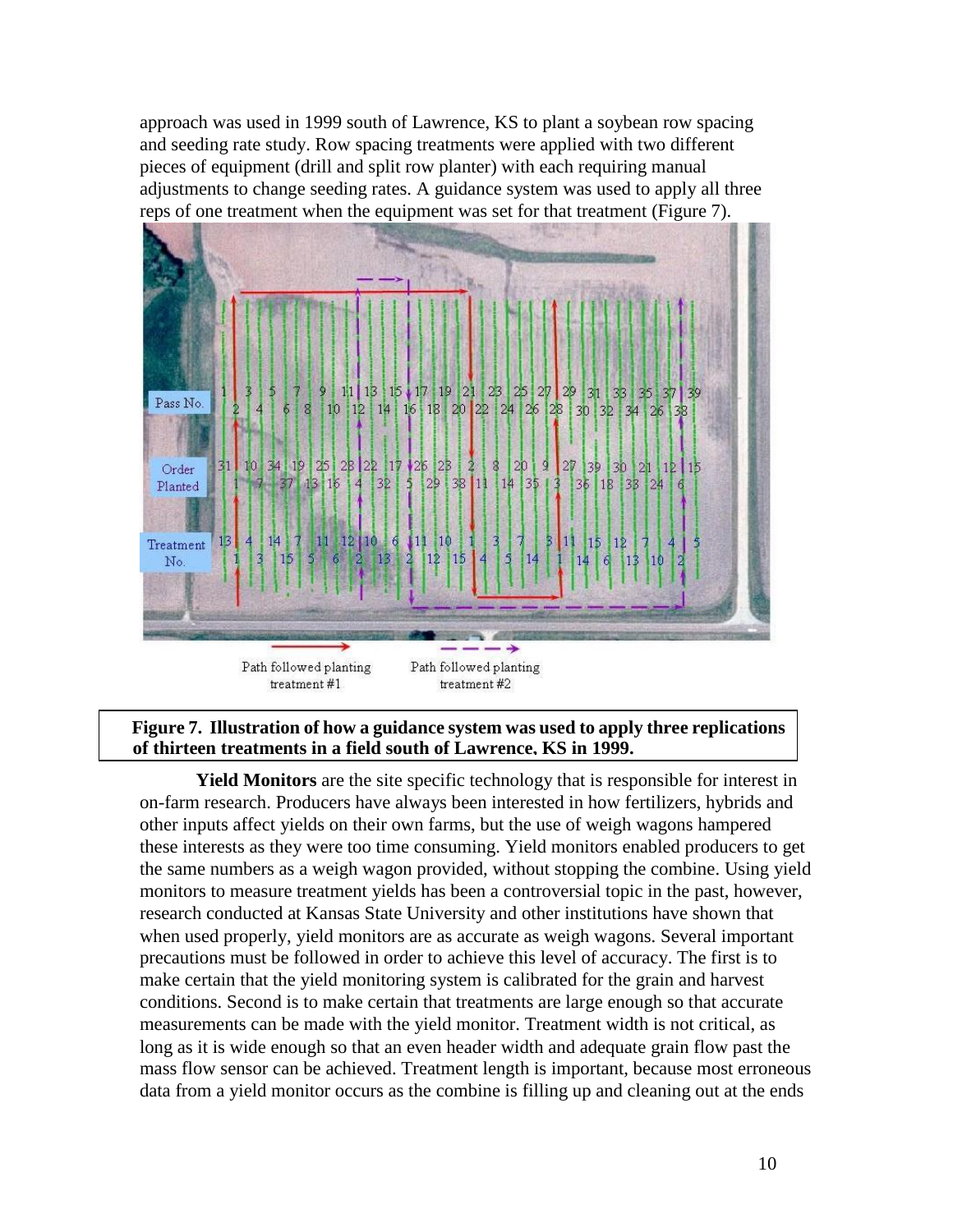approach was used in 1999 south of Lawrence, KS to plant a soybean row spacing and seeding rate study. Row spacing treatments were applied with two different pieces of equipment (drill and split row planter) with each requiring manual adjustments to change seeding rates. A guidance system was used to apply all three reps of one treatment when the equipment was set for that treatment (Figure 7).

**Figure 7. Illustration of how a guidance system was used to apply three replications of thirteen treatments in a field south of Lawrence, KS in 1999.**

**Yield Monitors** are the site specific technology that is responsible for interest in on-farm research. Producers have always been interested in how fertilizers, hybrids and other inputs affect yields on their own farms, but the use of weigh wagons hampered these interests as they were too time consuming. Yield monitors enabled producers to get the same numbers as a weigh wagon provided, without stopping the combine. Using yield monitors to measure treatment yields has been a controversial topic in the past, however, research conducted at Kansas State University and other institutions have shown that when used properly, yield monitors are as accurate as weigh wagons. Several important precautions must be followed in order to achieve this level of accuracy. The first is to make certain that the yield monitoring system is calibrated for the grain and harvest conditions. Second is to make certain that treatments are large enough so that accurate measurements can be made with the yield monitor. Treatment width is not critical, as long as it is wide enough so that an even header width and adequate grain flow past the mass flow sensor can be achieved. Treatment length is important, because most erroneous data from a yield monitor occurs as the combine is filling up and cleaning out at the ends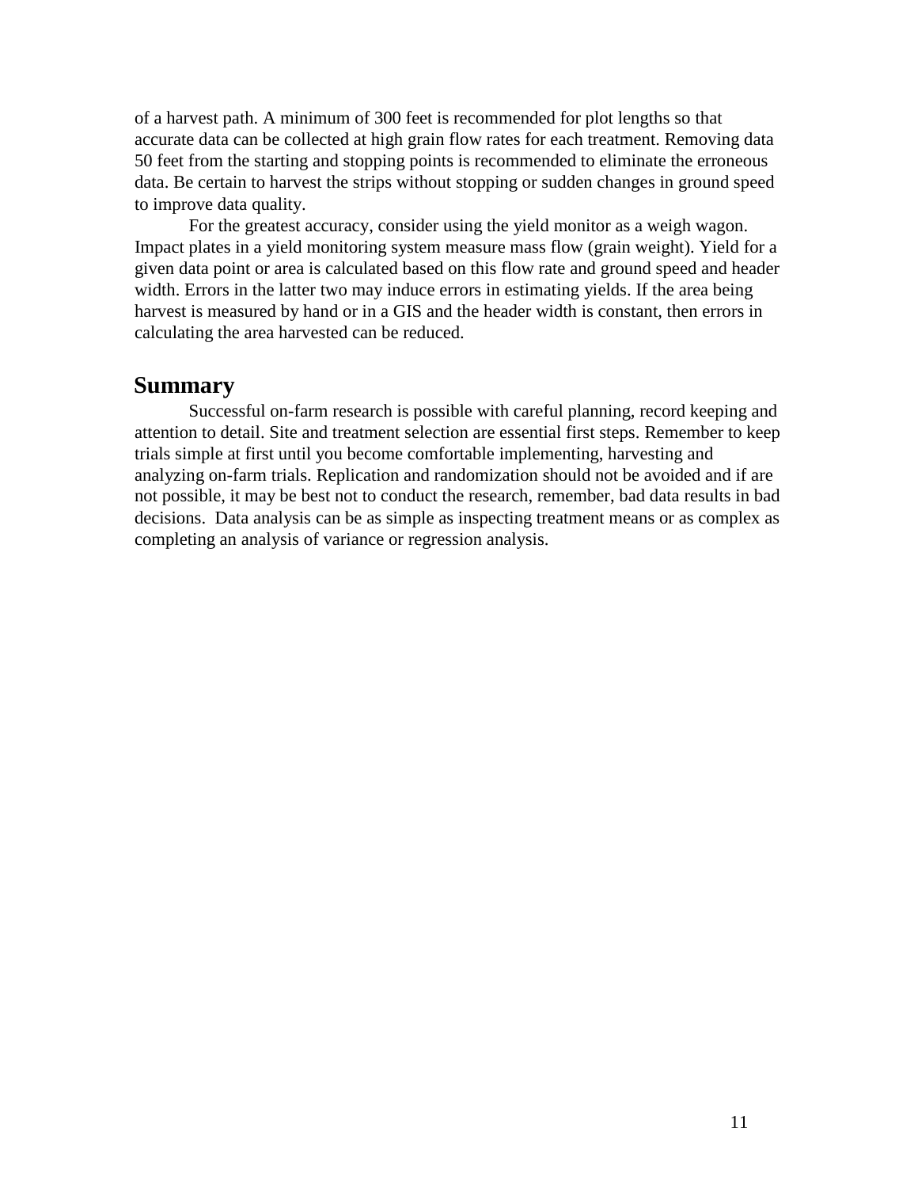of a harvest path. A minimum of 300 feet is recommended for plot lengths so that accurate data can be collected at high grain flow rates for each treatment. Removing data 50 feet from the starting and stopping points is recommended to eliminate the erroneous data. Be certain to harvest the strips without stopping or sudden changes in ground speed to improve data quality.

For the greatest accuracy, consider using the yield monitor as a weigh wagon. Impact plates in a yield monitoring system measure mass flow (grain weight). Yield for a given data point or area is calculated based on this flow rate and ground speed and header width. Errors in the latter two may induce errors in estimating yields. If the area being harvest is measured by hand or in a GIS and the header width is constant, then errors in calculating the area harvested can be reduced.

## Summary

Successful on-farm research is possible with careful planning, record keeping and attention to detail. Site and treatment selection are essential first steps. Remember to keep trials simple at first until you become comfortable implementing, harvesting and analyzing on-farm trials. Replication and randomization should not be avoided and if are not possible, it may be best not to conduct the research, remember, bad data results in bad decisions. Data analysis can be as simple as inspecting treatment means or as complex as completing an analysis of variance or regression analysis.